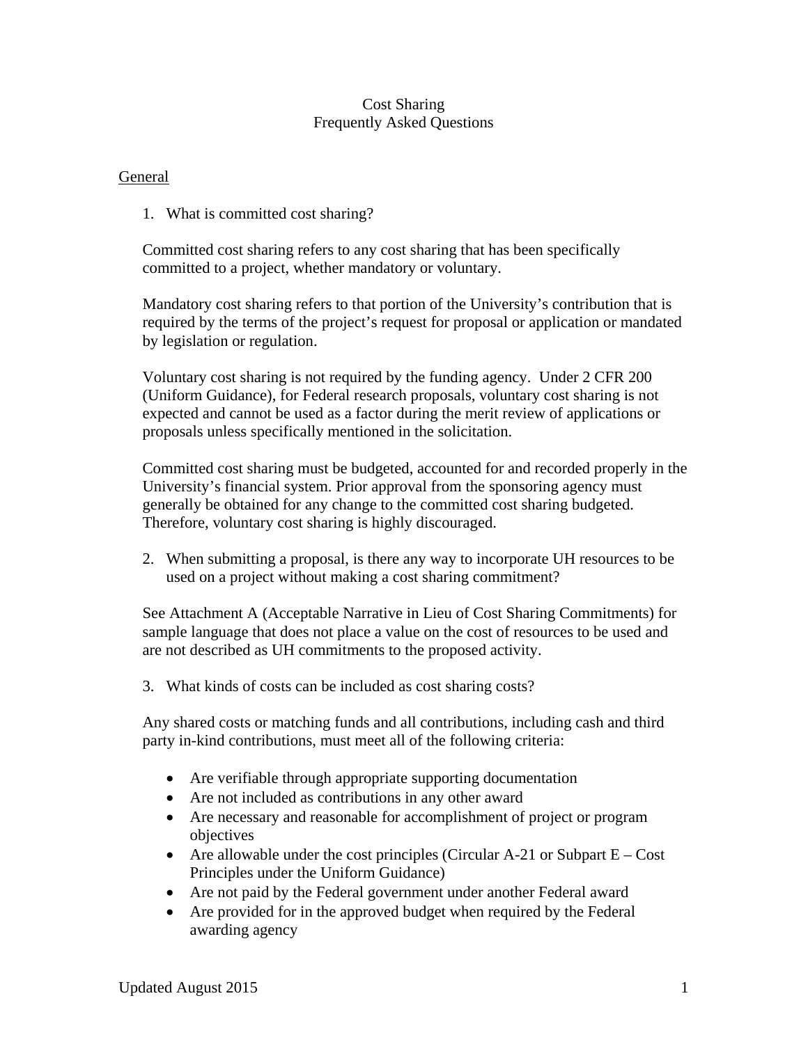# Cost Sharing
# Frequently Asked Questions

## General

1. What is committed cost sharing?

Committed cost sharing refers to any cost sharing that has been specifically committed to a project, whether mandatory or voluntary.

Mandatory cost sharing refers to that portion of the University's contribution that is required by the terms of the project's request for proposal or application or mandated by legislation or regulation.

Voluntary cost sharing is not required by the funding agency. Under 2 CFR 200 (Uniform Guidance), for Federal research proposals, voluntary cost sharing is not expected and cannot be used as a factor during the merit review of applications or proposals unless specifically mentioned in the solicitation.

Committed cost sharing must be budgeted, accounted for and recorded properly in the University's financial system. Prior approval from the sponsoring agency must generally be obtained for any change to the committed cost sharing budgeted. Therefore, voluntary cost sharing is highly discouraged.

2. When submitting a proposal, is there any way to incorporate UH resources to be used on a project without making a cost sharing commitment?

See Attachment A (Acceptable Narrative in Lieu of Cost Sharing Commitments) for sample language that does not place a value on the cost of resources to be used and are not described as UH commitments to the proposed activity.

3. What kinds of costs can be included as cost sharing costs?

Any shared costs or matching funds and all contributions, including cash and third party in-kind contributions, must meet all of the following criteria:

- Are verifiable through appropriate supporting documentation
- Are not included as contributions in any other award
- Are necessary and reasonable for accomplishment of project or program objectives
- Are allowable under the cost principles (Circular A-21 or Subpart E – Cost Principles under the Uniform Guidance)
- Are not paid by the Federal government under another Federal award
- Are provided for in the approved budget when required by the Federal awarding agency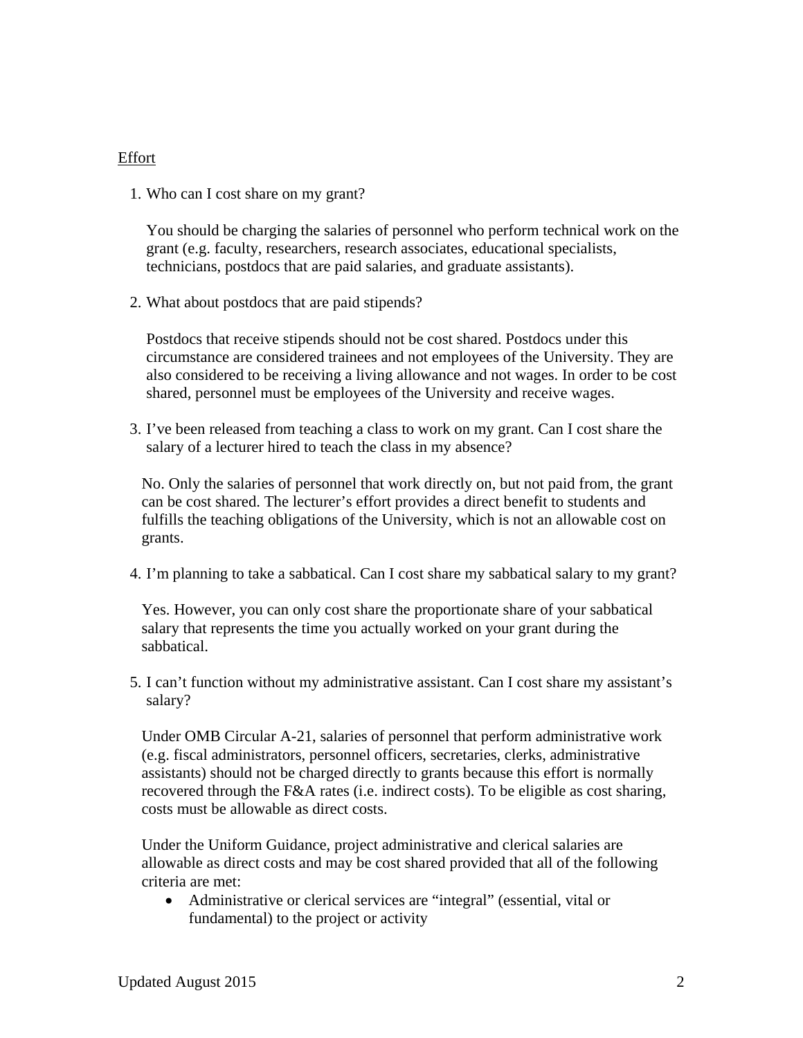## Effort

1. Who can I cost share on my grant?

   You should be charging the salaries of personnel who perform technical work on the grant (e.g. faculty, researchers, research associates, educational specialists, technicians, postdocs that are paid salaries, and graduate assistants).

2. What about postdocs that are paid stipends?

   Postdocs that receive stipends should not be cost shared. Postdocs under this circumstance are considered trainees and not employees of the University. They are also considered to be receiving a living allowance and not wages. In order to be cost shared, personnel must be employees of the University and receive wages.

3. I've been released from teaching a class to work on my grant. Can I cost share the salary of a lecturer hired to teach the class in my absence?

   No. Only the salaries of personnel that work directly on, but not paid from, the grant can be cost shared. The lecturer's effort provides a direct benefit to students and fulfills the teaching obligations of the University, which is not an allowable cost on grants.

4. I'm planning to take a sabbatical. Can I cost share my sabbatical salary to my grant?

   Yes. However, you can only cost share the proportionate share of your sabbatical salary that represents the time you actually worked on your grant during the sabbatical.

5. I can't function without my administrative assistant. Can I cost share my assistant's salary?

   Under OMB Circular A-21, salaries of personnel that perform administrative work (e.g. fiscal administrators, personnel officers, secretaries, clerks, administrative assistants) should not be charged directly to grants because this effort is normally recovered through the F&A rates (i.e. indirect costs). To be eligible as cost sharing, costs must be allowable as direct costs.

   Under the Uniform Guidance, project administrative and clerical salaries are allowable as direct costs and may be cost shared provided that all of the following criteria are met:

   - Administrative or clerical services are "integral" (essential, vital or fundamental) to the project or activity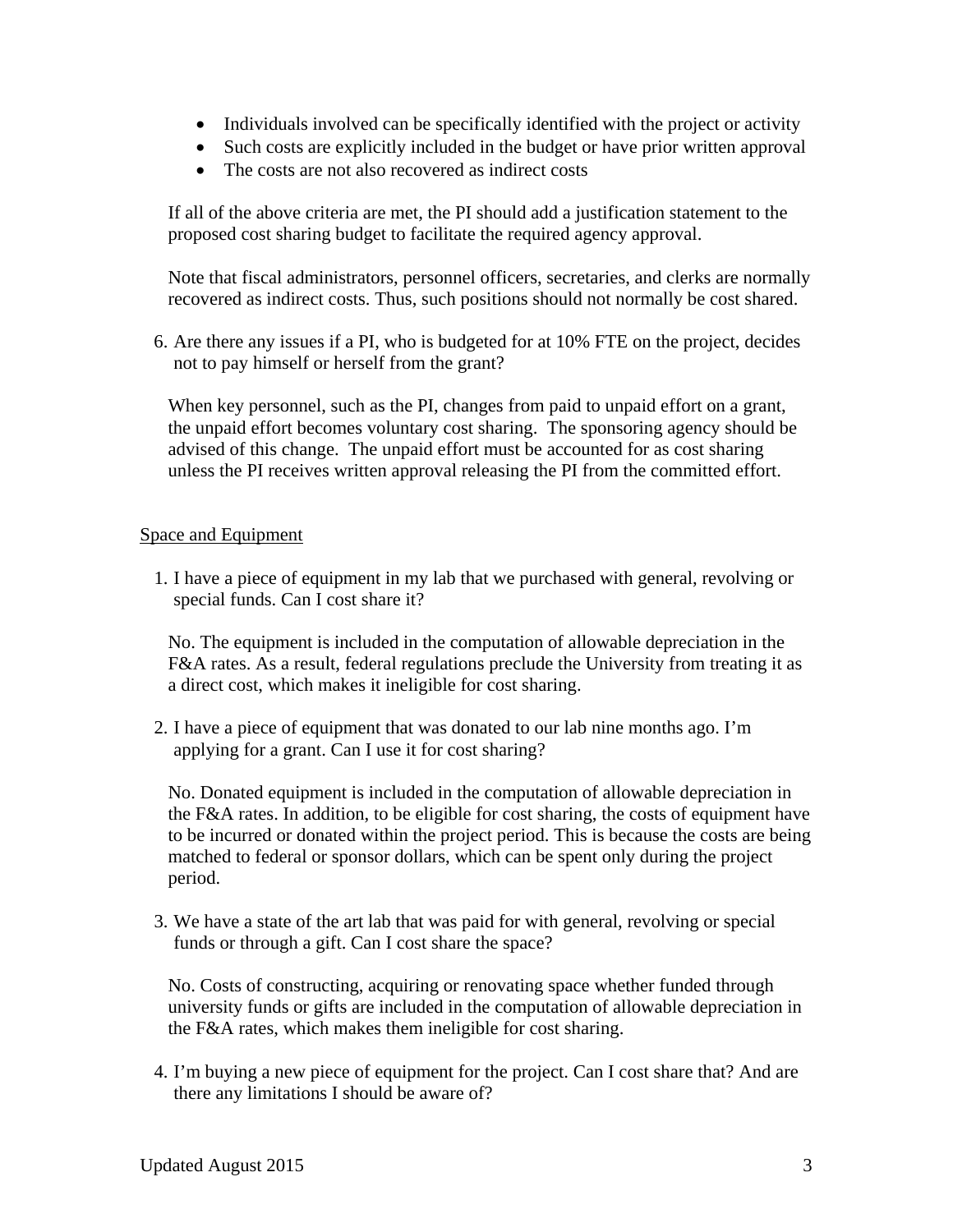- Individuals involved can be specifically identified with the project or activity
- Such costs are explicitly included in the budget or have prior written approval
- The costs are not also recovered as indirect costs

If all of the above criteria are met, the PI should add a justification statement to the proposed cost sharing budget to facilitate the required agency approval.

Note that fiscal administrators, personnel officers, secretaries, and clerks are normally recovered as indirect costs. Thus, such positions should not normally be cost shared.

6. Are there any issues if a PI, who is budgeted for at 10% FTE on the project, decides not to pay himself or herself from the grant?

   When key personnel, such as the PI, changes from paid to unpaid effort on a grant, the unpaid effort becomes voluntary cost sharing. The sponsoring agency should be advised of this change. The unpaid effort must be accounted for as cost sharing unless the PI receives written approval releasing the PI from the committed effort.

<u>Space and Equipment</u>

1. I have a piece of equipment in my lab that we purchased with general, revolving or special funds. Can I cost share it?

   No. The equipment is included in the computation of allowable depreciation in the F&A rates. As a result, federal regulations preclude the University from treating it as a direct cost, which makes it ineligible for cost sharing.

2. I have a piece of equipment that was donated to our lab nine months ago. I'm applying for a grant. Can I use it for cost sharing?

   No. Donated equipment is included in the computation of allowable depreciation in the F&A rates. In addition, to be eligible for cost sharing, the costs of equipment have to be incurred or donated within the project period. This is because the costs are being matched to federal or sponsor dollars, which can be spent only during the project period.

3. We have a state of the art lab that was paid for with general, revolving or special funds or through a gift. Can I cost share the space?

   No. Costs of constructing, acquiring or renovating space whether funded through university funds or gifts are included in the computation of allowable depreciation in the F&A rates, which makes them ineligible for cost sharing.

4. I'm buying a new piece of equipment for the project. Can I cost share that? And are there any limitations I should be aware of?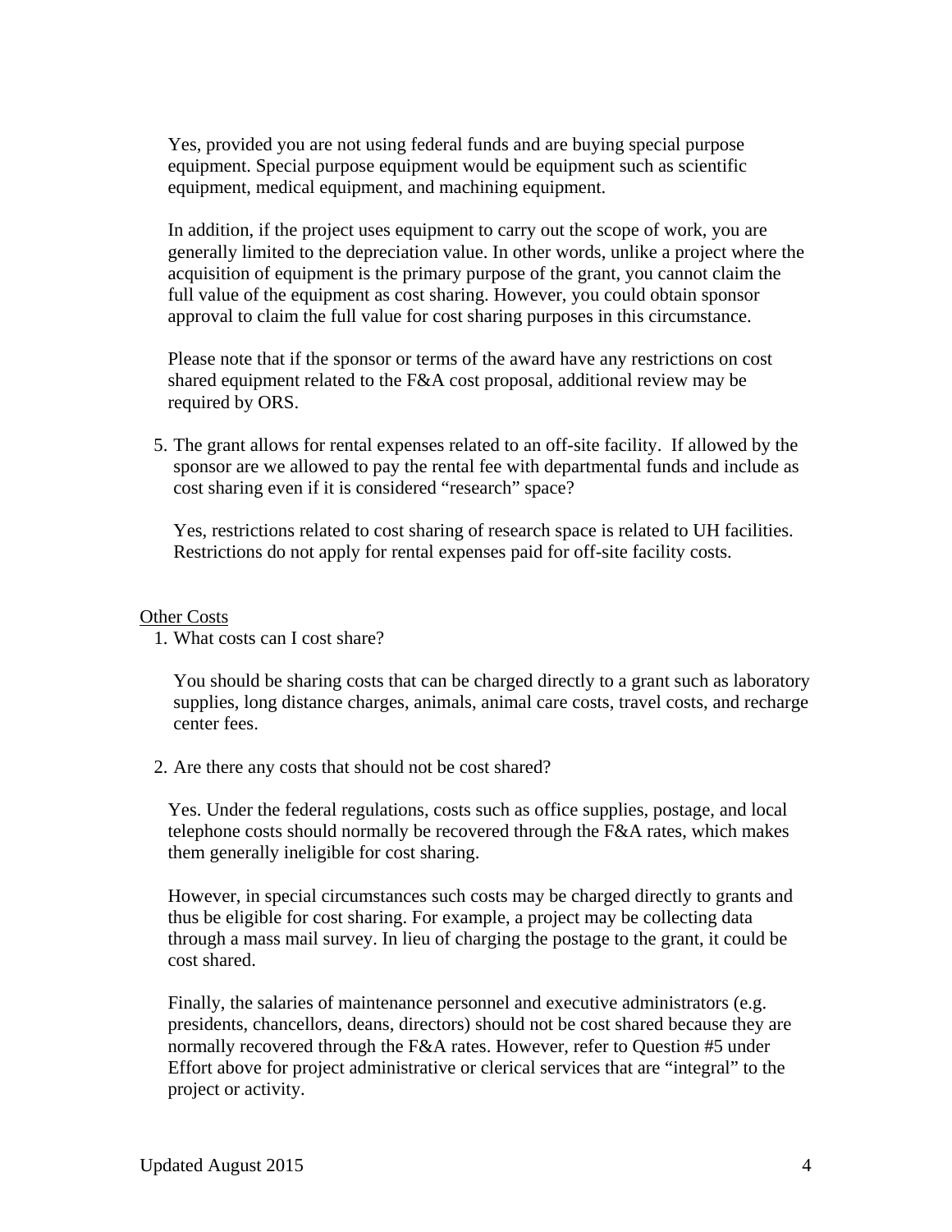Yes, provided you are not using federal funds and are buying special purpose equipment. Special purpose equipment would be equipment such as scientific equipment, medical equipment, and machining equipment.

In addition, if the project uses equipment to carry out the scope of work, you are generally limited to the depreciation value. In other words, unlike a project where the acquisition of equipment is the primary purpose of the grant, you cannot claim the full value of the equipment as cost sharing. However, you could obtain sponsor approval to claim the full value for cost sharing purposes in this circumstance.

Please note that if the sponsor or terms of the award have any restrictions on cost shared equipment related to the F&A cost proposal, additional review may be required by ORS.

5. The grant allows for rental expenses related to an off-site facility. If allowed by the sponsor are we allowed to pay the rental fee with departmental funds and include as cost sharing even if it is considered "research" space?

   Yes, restrictions related to cost sharing of research space is related to UH facilities. Restrictions do not apply for rental expenses paid for off-site facility costs.

<u>Other Costs</u>

1. What costs can I cost share?

   You should be sharing costs that can be charged directly to a grant such as laboratory supplies, long distance charges, animals, animal care costs, travel costs, and recharge center fees.

2. Are there any costs that should not be cost shared?

   Yes. Under the federal regulations, costs such as office supplies, postage, and local telephone costs should normally be recovered through the F&A rates, which makes them generally ineligible for cost sharing.

   However, in special circumstances such costs may be charged directly to grants and thus be eligible for cost sharing. For example, a project may be collecting data through a mass mail survey. In lieu of charging the postage to the grant, it could be cost shared.

   Finally, the salaries of maintenance personnel and executive administrators (e.g. presidents, chancellors, deans, directors) should not be cost shared because they are normally recovered through the F&A rates. However, refer to Question #5 under Effort above for project administrative or clerical services that are "integral" to the project or activity.

Updated August 2015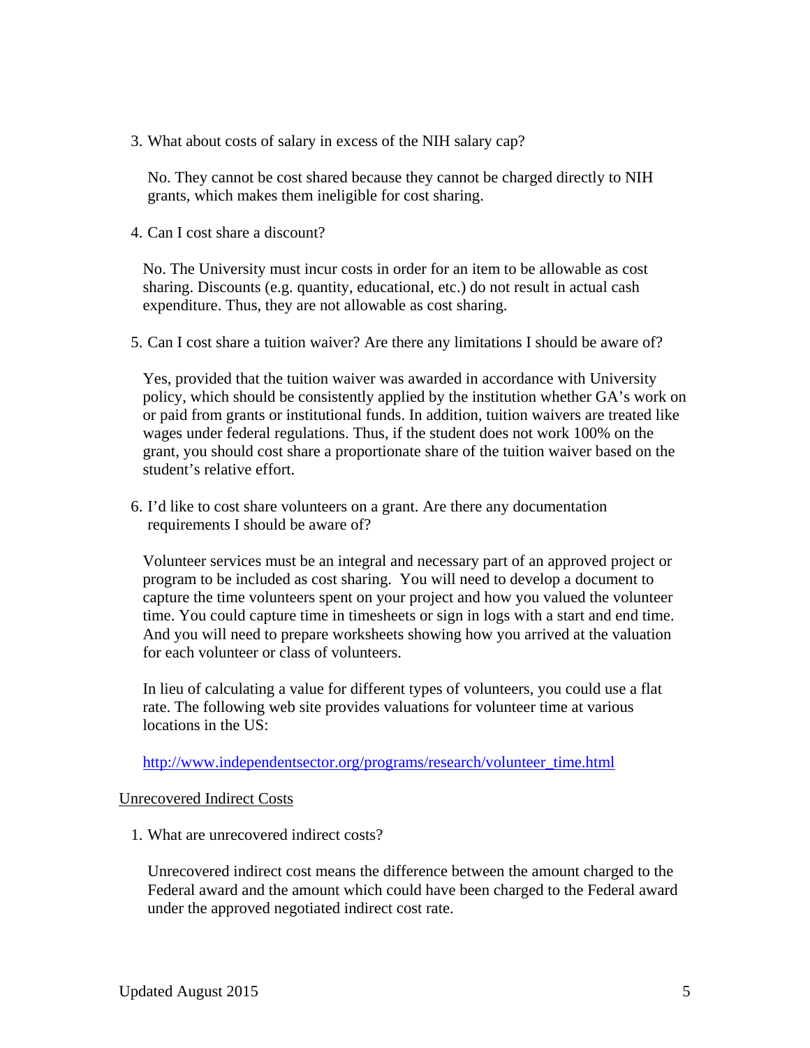3. What about costs of salary in excess of the NIH salary cap?

   No. They cannot be cost shared because they cannot be charged directly to NIH grants, which makes them ineligible for cost sharing.

4. Can I cost share a discount?

   No. The University must incur costs in order for an item to be allowable as cost sharing. Discounts (e.g. quantity, educational, etc.) do not result in actual cash expenditure. Thus, they are not allowable as cost sharing.

5. Can I cost share a tuition waiver? Are there any limitations I should be aware of?

   Yes, provided that the tuition waiver was awarded in accordance with University policy, which should be consistently applied by the institution whether GA's work on or paid from grants or institutional funds. In addition, tuition waivers are treated like wages under federal regulations. Thus, if the student does not work 100% on the grant, you should cost share a proportionate share of the tuition waiver based on the student's relative effort.

6. I'd like to cost share volunteers on a grant. Are there any documentation requirements I should be aware of?

   Volunteer services must be an integral and necessary part of an approved project or program to be included as cost sharing. You will need to develop a document to capture the time volunteers spent on your project and how you valued the volunteer time. You could capture time in timesheets or sign in logs with a start and end time. And you will need to prepare worksheets showing how you arrived at the valuation for each volunteer or class of volunteers.

   In lieu of calculating a value for different types of volunteers, you could use a flat rate. The following web site provides valuations for volunteer time at various locations in the US:

   [http://www.independentsector.org/programs/research/volunteer_time.html](http://www.independentsector.org/programs/research/volunteer_time.html)

Unrecovered Indirect Costs

1. What are unrecovered indirect costs?

   Unrecovered indirect cost means the difference between the amount charged to the Federal award and the amount which could have been charged to the Federal award under the approved negotiated indirect cost rate.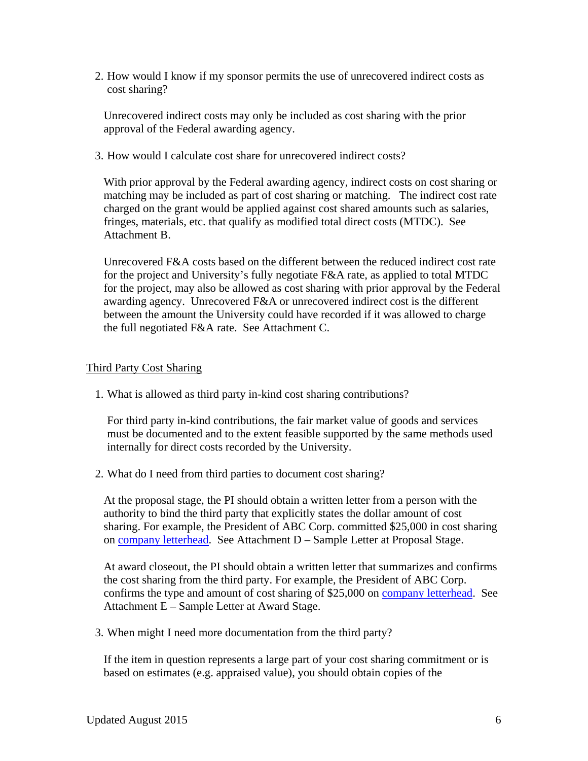2. How would I know if my sponsor permits the use of unrecovered indirect costs as cost sharing?

   Unrecovered indirect costs may only be included as cost sharing with the prior approval of the Federal awarding agency.

3. How would I calculate cost share for unrecovered indirect costs?

   With prior approval by the Federal awarding agency, indirect costs on cost sharing or matching may be included as part of cost sharing or matching. The indirect cost rate charged on the grant would be applied against cost shared amounts such as salaries, fringes, materials, etc. that qualify as modified total direct costs (MTDC). See Attachment B.

   Unrecovered F&A costs based on the different between the reduced indirect cost rate for the project and University's fully negotiate F&A rate, as applied to total MTDC for the project, may also be allowed as cost sharing with prior approval by the Federal awarding agency. Unrecovered F&A or unrecovered indirect cost is the different between the amount the University could have recorded if it was allowed to charge the full negotiated F&A rate. See Attachment C.

<u>Third Party Cost Sharing</u>

1. What is allowed as third party in-kind cost sharing contributions?

   For third party in-kind contributions, the fair market value of goods and services must be documented and to the extent feasible supported by the same methods used internally for direct costs recorded by the University.

2. What do I need from third parties to document cost sharing?

   At the proposal stage, the PI should obtain a written letter from a person with the authority to bind the third party that explicitly states the dollar amount of cost sharing. For example, the President of ABC Corp. committed $25,000 in cost sharing on company letterhead. See Attachment D – Sample Letter at Proposal Stage.

   At award closeout, the PI should obtain a written letter that summarizes and confirms the cost sharing from the third party. For example, the President of ABC Corp. confirms the type and amount of cost sharing of $25,000 on company letterhead. See Attachment E – Sample Letter at Award Stage.

3. When might I need more documentation from the third party?

   If the item in question represents a large part of your cost sharing commitment or is based on estimates (e.g. appraised value), you should obtain copies of the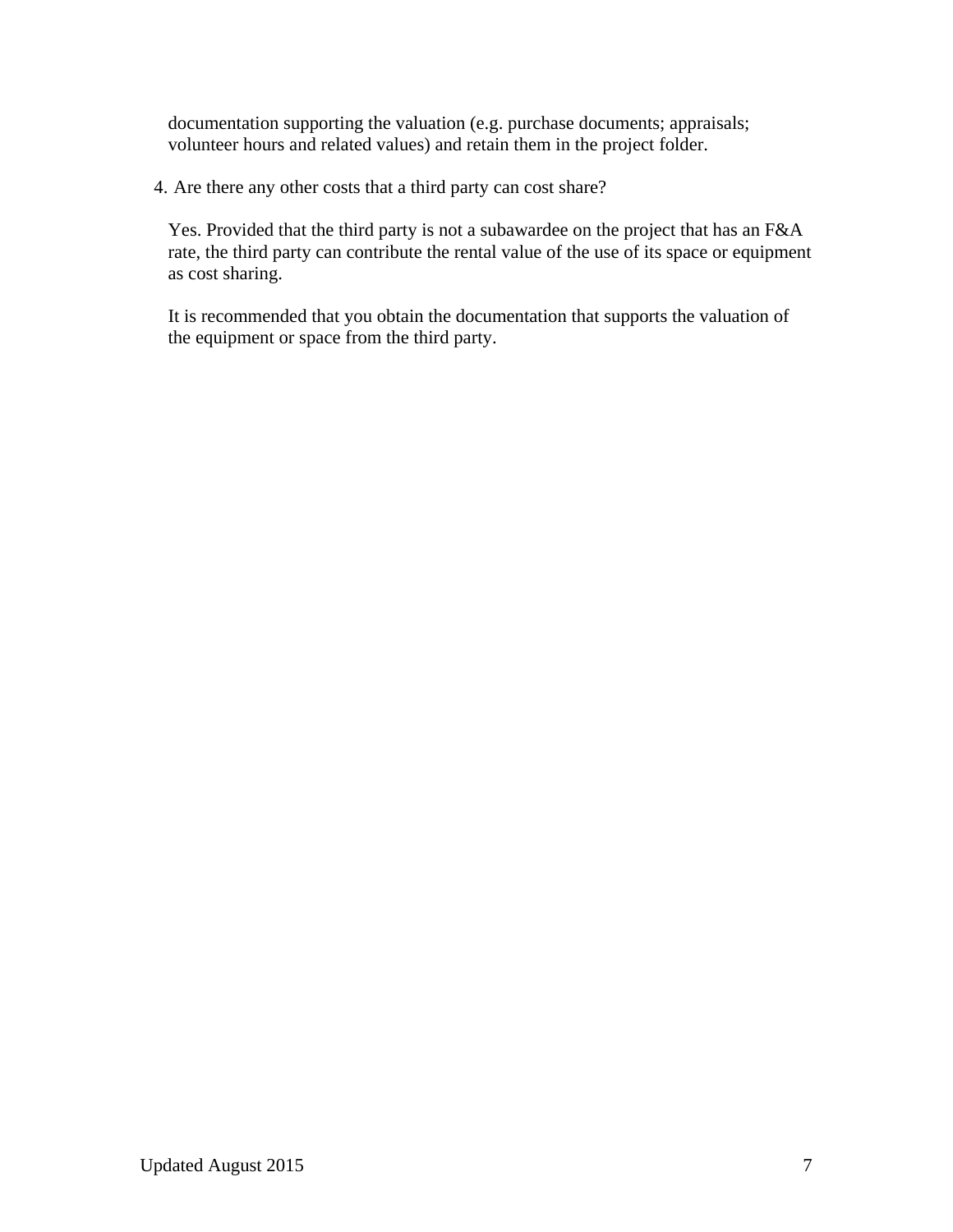documentation supporting the valuation (e.g. purchase documents; appraisals; volunteer hours and related values) and retain them in the project folder.

4. Are there any other costs that a third party can cost share?

   Yes. Provided that the third party is not a subawardee on the project that has an F&A rate, the third party can contribute the rental value of the use of its space or equipment as cost sharing.

   It is recommended that you obtain the documentation that supports the valuation of the equipment or space from the third party.